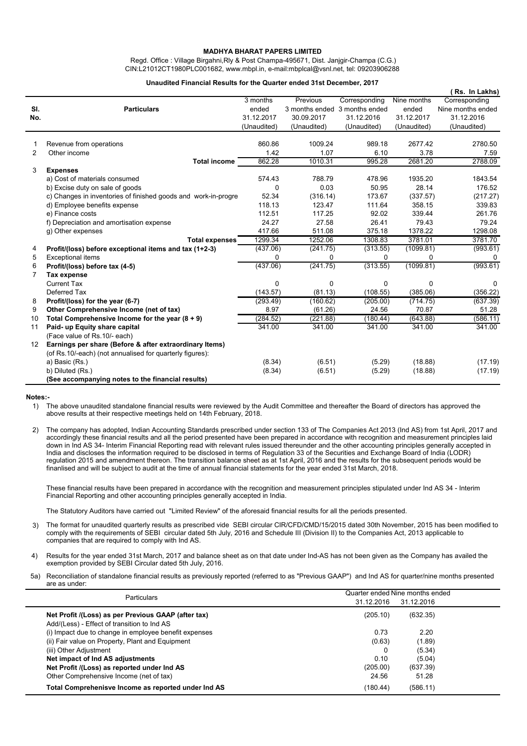**MADHYA BHARAT PAPERS LIMITED**

Regd. Office : Village Birgahni,Rly & Post Champa-495671, Dist. Janjgir-Champa (C.G.)
CIN:L21012CT1980PLC001682, www.mbpl.in, e-mail:mbplcal@vsnl.net, tel: 09203906288

**Unaudited Financial Results for the Quarter ended 31st December, 2017**

( Rs. In Lakhs)

| Sl. No. | Particulars | 3 months ended 31.12.2017 (Unaudited) | Previous 3 months ended 30.09.2017 (Unaudited) | Corresponding 3 months ended 31.12.2016 (Unaudited) | Nine months ended 31.12.2017 (Unaudited) | Corresponding Nine months ended 31.12.2016 (Unaudited) |
|---|---|---|---|---|---|---|
| 1 | Revenue from operations | 860.86 | 1009.24 | 989.18 | 2677.42 | 2780.50 |
| 2 | Other income | 1.42 | 1.07 | 6.10 | 3.78 | 7.59 |
| | **Total income** | 862.28 | 1010.31 | 995.28 | 2681.20 | 2788.09 |
| 3 | **Expenses** | | | | | |
| | a) Cost of materials consumed | 574.43 | 788.79 | 478.96 | 1935.20 | 1843.54 |
| | b) Excise duty on sale of goods | 0 | 0.03 | 50.95 | 28.14 | 176.52 |
| | c) Changes in inventories of finished goods and work-in-progre | 52.34 | (316.14) | 173.67 | (337.57) | (217.27) |
| | d) Employee benefits expense | 118.13 | 123.47 | 111.64 | 358.15 | 339.83 |
| | e) Finance costs | 112.51 | 117.25 | 92.02 | 339.44 | 261.76 |
| | f) Depreciation and amortisation expense | 24.27 | 27.58 | 26.41 | 79.43 | 79.24 |
| | g) Other expenses | 417.66 | 511.08 | 375.18 | 1378.22 | 1298.08 |
| | **Total expenses** | 1299.34 | 1252.06 | 1308.83 | 3781.01 | 3781.70 |
| 4 | **Profit/(loss) before exceptional items and tax (1+2-3)** | (437.06) | (241.75) | (313.55) | (1099.81) | (993.61) |
| 5 | Exceptional items | 0 | 0 | 0 | 0 | 0 |
| 6 | **Profit/(loss) before tax (4-5)** | (437.06) | (241.75) | (313.55) | (1099.81) | (993.61) |
| 7 | **Tax expense** | | | | | |
| | Current Tax | 0 | 0 | 0 | 0 | 0 |
| | Deferred Tax | (143.57) | (81.13) | (108.55) | (385.06) | (356.22) |
| 8 | **Profit/(loss) for the year (6-7)** | (293.49) | (160.62) | (205.00) | (714.75) | (637.39) |
| 9 | **Other Comprehensive Income (net of tax)** | 8.97 | (61.26) | 24.56 | 70.87 | 51.28 |
| 10 | **Total Comprehensive Income for the year (8 + 9)** | (284.52) | (221.88) | (180.44) | (643.88) | (586.11) |
| 11 | **Paid- up Equity share capital** | 341.00 | 341.00 | 341.00 | 341.00 | 341.00 |
| | (Face value of Rs.10/- each) | | | | | |
| 12 | **Earnings per share (Before & after extraordinary Items)** | | | | | |
| | (of Rs.10/-each) (not annualised for quarterly figures): | | | | | |
| | a) Basic (Rs.) | (8.34) | (6.51) | (5.29) | (18.88) | (17.19) |
| | b) Diluted (Rs.) | (8.34) | (6.51) | (5.29) | (18.88) | (17.19) |
| | **(See accompanying notes to the financial results)** | | | | | |

**Notes:-**

1) The above unaudited standalone financial results were reviewed by the Audit Committee and thereafter the Board of directors has approved the above results at their respective meetings held on 14th February, 2018.

2) The company has adopted, Indian Accounting Standards prescribed under section 133 of The Companies Act 2013 (Ind AS) from 1st April, 2017 and accordingly these financial results and all the period presented have been prepared in accordance with recognition and measurement principles laid down in Ind AS 34- Interim Financial Reporting read with relevant rules issued thereunder and the other accounting principles generally accepted in India and discloses the information required to be disclosed in terms of Regulation 33 of the Securities and Exchange Board of India (LODR) regulation 2015 and amendment thereon. The transition balance sheet as at 1st April, 2016 and the results for the subsequent periods would be finanlised and will be subject to audit at the time of annual financial statements for the year ended 31st March, 2018.

   These financial results have been prepared in accordance with the recognition and measurement principles stipulated under Ind AS 34 - Interim Financial Reporting and other accounting principles generally accepted in India.

   The Statutory Auditors have carried out "Limited Review" of the aforesaid financial results for all the periods presented.

3) The format for unaudited quarterly results as prescribed vide SEBI circular CIR/CFD/CMD/15/2015 dated 30th November, 2015 has been modified to comply with the requirements of SEBI circular dated 5th July, 2016 and Schedule III (Division II) to the Companies Act, 2013 applicable to companies that are required to comply with Ind AS.

4) Results for the year ended 31st March, 2017 and balance sheet as on that date under Ind-AS has not been given as the Company has availed the exemption provided by SEBI Circular dated 5th July, 2016.

5a) Reconciliation of standalone financial results as previously reported (referred to as "Previous GAAP") and Ind AS for quarter/nine months presented are as under:

| Particulars | Quarter ended 31.12.2016 | Nine months ended 31.12.2016 |
|---|---|---|
| **Net Profit /(Loss) as per Previous GAAP (after tax)** | (205.10) | (632.35) |
| Add/(Less) - Effect of transition to Ind AS | | |
| (i) Impact due to change in employee benefit expenses | 0.73 | 2.20 |
| (ii) Fair value on Property, Plant and Equipment | (0.63) | (1.89) |
| (iii) Other Adjustment | 0 | (5.34) |
| **Net impact of Ind AS adjustments** | 0.10 | (5.04) |
| **Net Profit /(Loss) as reported under Ind AS** | (205.00) | (637.39) |
| Other Comprehensive Income (net of tax) | 24.56 | 51.28 |
| **Total Comprehenisve Income as reported under Ind AS** | (180.44) | (586.11) |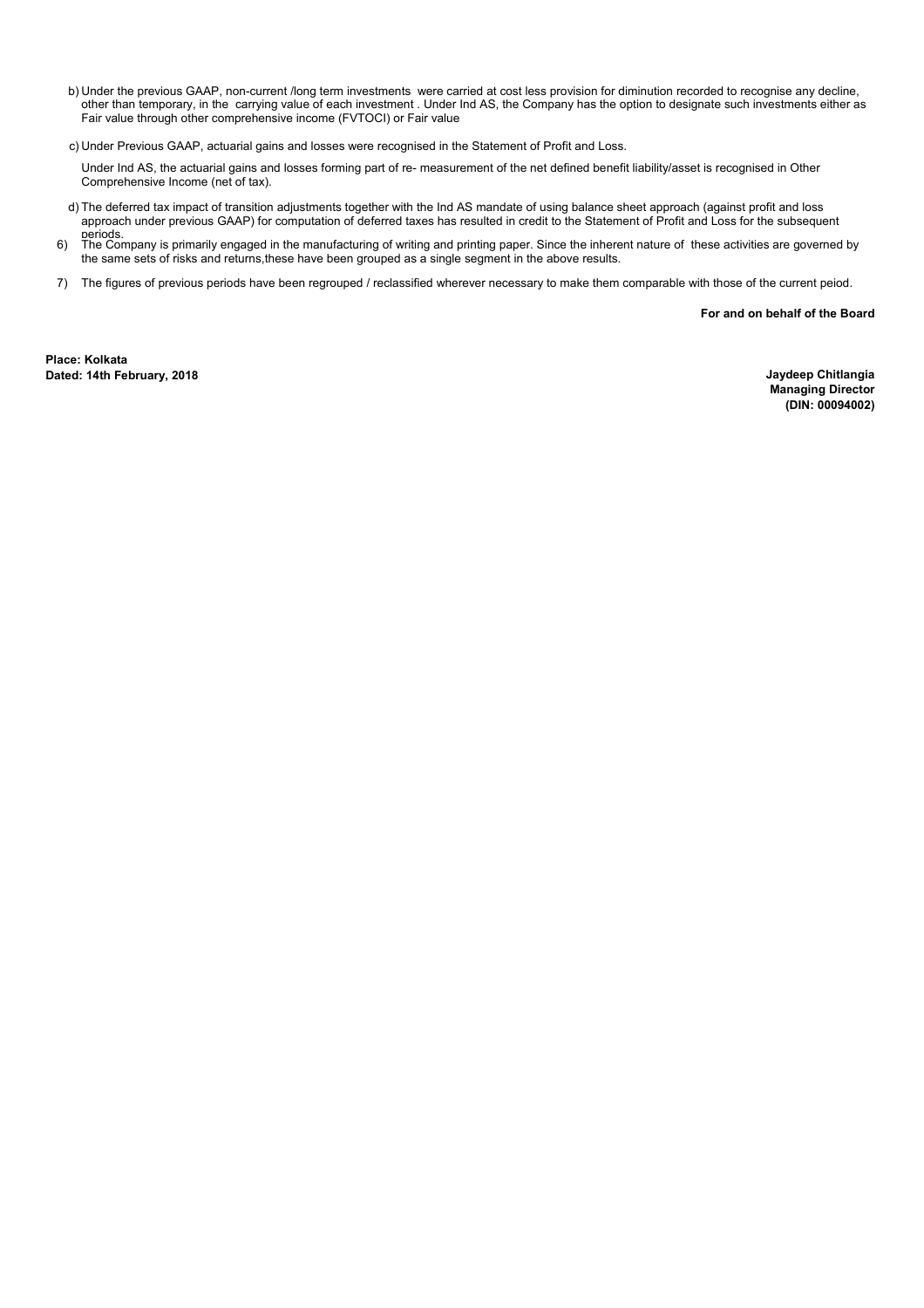b) Under the previous GAAP, non-current /long term investments were carried at cost less provision for diminution recorded to recognise any decline, other than temporary, in the carrying value of each investment . Under Ind AS, the Company has the option to designate such investments either as Fair value through other comprehensive income (FVTOCI) or Fair value

c) Under Previous GAAP, actuarial gains and losses were recognised in the Statement of Profit and Loss.

Under Ind AS, the actuarial gains and losses forming part of re- measurement of the net defined benefit liability/asset is recognised in Other Comprehensive Income (net of tax).

d) The deferred tax impact of transition adjustments together with the Ind AS mandate of using balance sheet approach (against profit and loss approach under previous GAAP) for computation of deferred taxes has resulted in credit to the Statement of Profit and Loss for the subsequent periods.

6) The Company is primarily engaged in the manufacturing of writing and printing paper. Since the inherent nature of these activities are governed by the same sets of risks and returns,these have been grouped as a single segment in the above results.

7) The figures of previous periods have been regrouped / reclassified wherever necessary to make them comparable with those of the current peiod.

**For and on behalf of the Board**

**Place: Kolkata**
**Dated: 14th February, 2018**

**Jaydeep Chitlangia**
**Managing Director**
**(DIN: 00094002)**